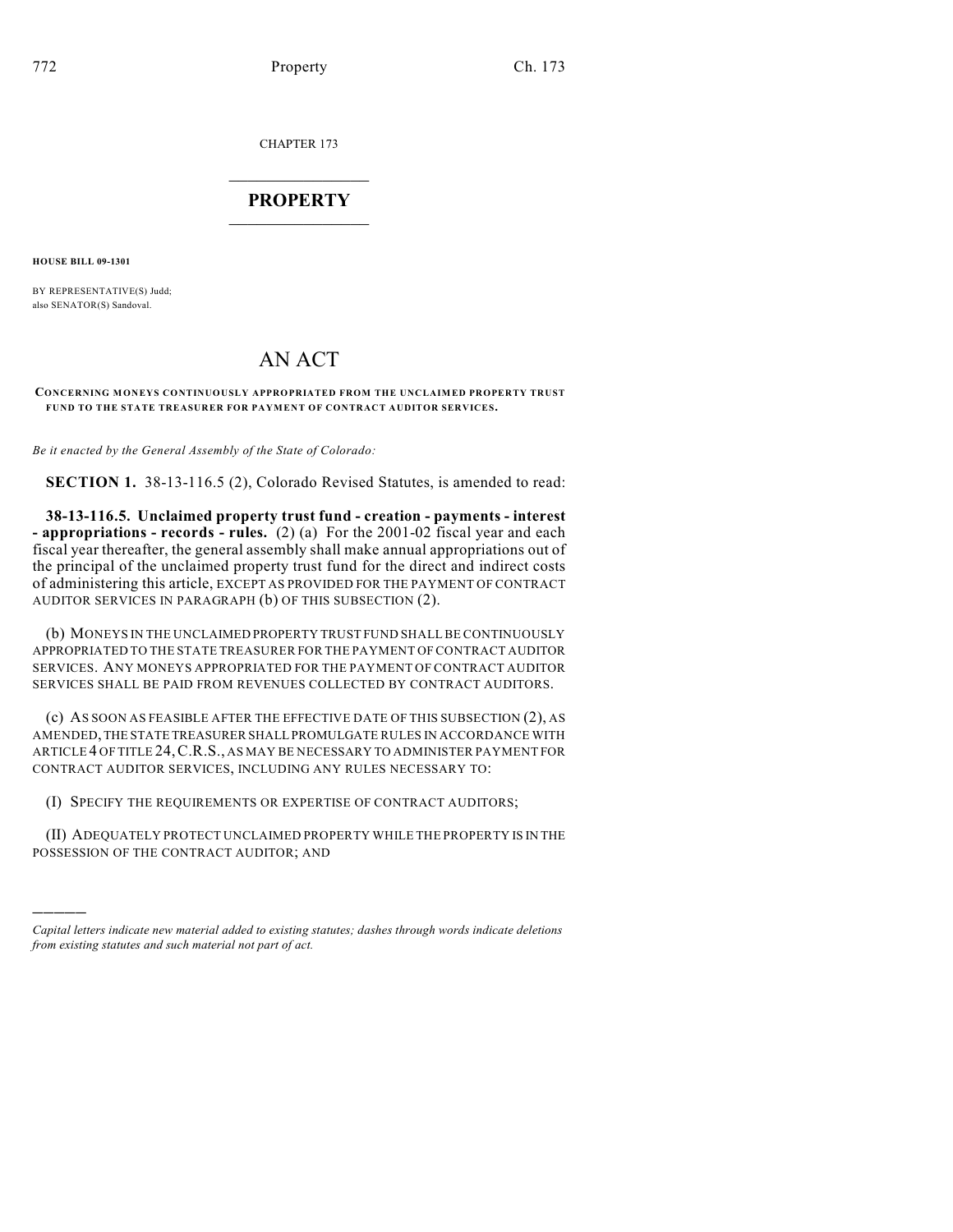CHAPTER 173

# PROPERTY

**HOUSE BILL 09-1301**

BY REPRESENTATIVE(S) Judd;
also SENATOR(S) Sandoval.

# AN ACT

**CONCERNING MONEYS CONTINUOUSLY APPROPRIATED FROM THE UNCLAIMED PROPERTY TRUST FUND TO THE STATE TREASURER FOR PAYMENT OF CONTRACT AUDITOR SERVICES.**

*Be it enacted by the General Assembly of the State of Colorado:*

**SECTION 1.** 38-13-116.5 (2), Colorado Revised Statutes, is amended to read:

**38-13-116.5. Unclaimed property trust fund - creation - payments - interest - appropriations - records - rules.** (2) (a) For the 2001-02 fiscal year and each fiscal year thereafter, the general assembly shall make annual appropriations out of the principal of the unclaimed property trust fund for the direct and indirect costs of administering this article, EXCEPT AS PROVIDED FOR THE PAYMENT OF CONTRACT AUDITOR SERVICES IN PARAGRAPH (b) OF THIS SUBSECTION (2).

(b) MONEYS IN THE UNCLAIMED PROPERTY TRUST FUND SHALL BE CONTINUOUSLY APPROPRIATED TO THE STATE TREASURER FOR THE PAYMENT OF CONTRACT AUDITOR SERVICES. ANY MONEYS APPROPRIATED FOR THE PAYMENT OF CONTRACT AUDITOR SERVICES SHALL BE PAID FROM REVENUES COLLECTED BY CONTRACT AUDITORS.

(c) AS SOON AS FEASIBLE AFTER THE EFFECTIVE DATE OF THIS SUBSECTION (2), AS AMENDED, THE STATE TREASURER SHALL PROMULGATE RULES IN ACCORDANCE WITH ARTICLE 4 OF TITLE 24, C.R.S., AS MAY BE NECESSARY TO ADMINISTER PAYMENT FOR CONTRACT AUDITOR SERVICES, INCLUDING ANY RULES NECESSARY TO:

(I) SPECIFY THE REQUIREMENTS OR EXPERTISE OF CONTRACT AUDITORS;

(II) ADEQUATELY PROTECT UNCLAIMED PROPERTY WHILE THE PROPERTY IS IN THE POSSESSION OF THE CONTRACT AUDITOR; AND

---

*Capital letters indicate new material added to existing statutes; dashes through words indicate deletions from existing statutes and such material not part of act.*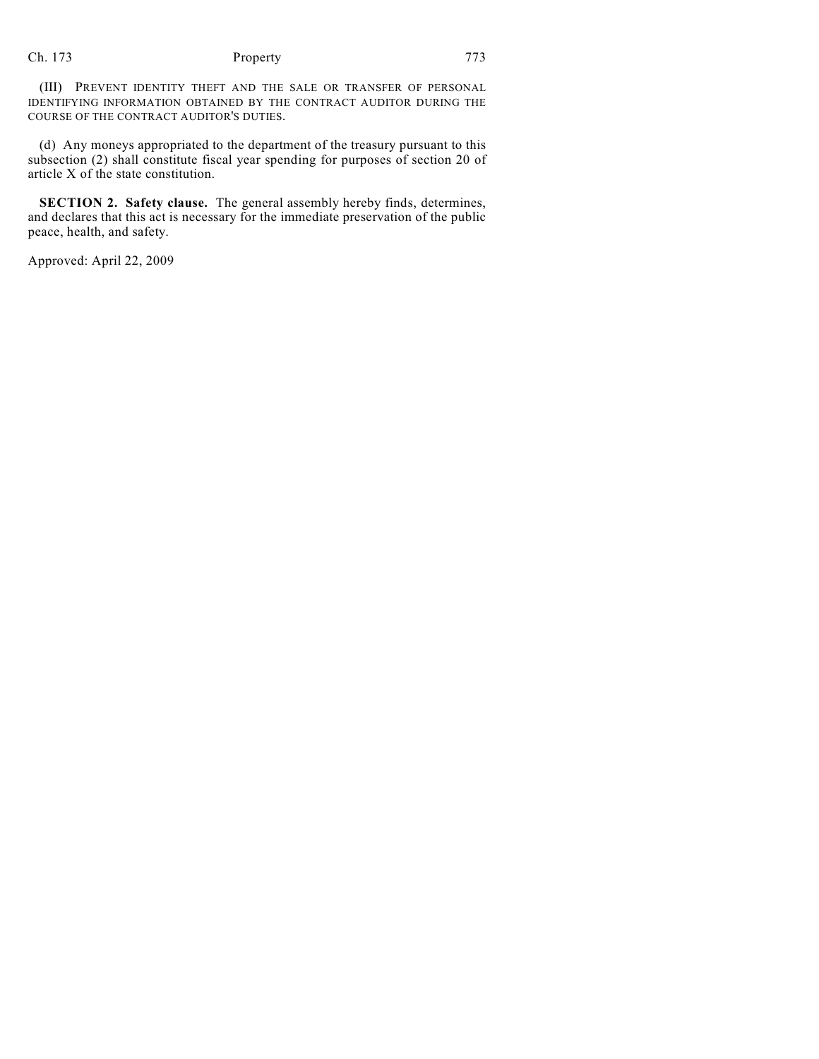(III) PREVENT IDENTITY THEFT AND THE SALE OR TRANSFER OF PERSONAL IDENTIFYING INFORMATION OBTAINED BY THE CONTRACT AUDITOR DURING THE COURSE OF THE CONTRACT AUDITOR'S DUTIES.

(d) Any moneys appropriated to the department of the treasury pursuant to this subsection (2) shall constitute fiscal year spending for purposes of section 20 of article X of the state constitution.

**SECTION 2. Safety clause.** The general assembly hereby finds, determines, and declares that this act is necessary for the immediate preservation of the public peace, health, and safety.

Approved: April 22, 2009